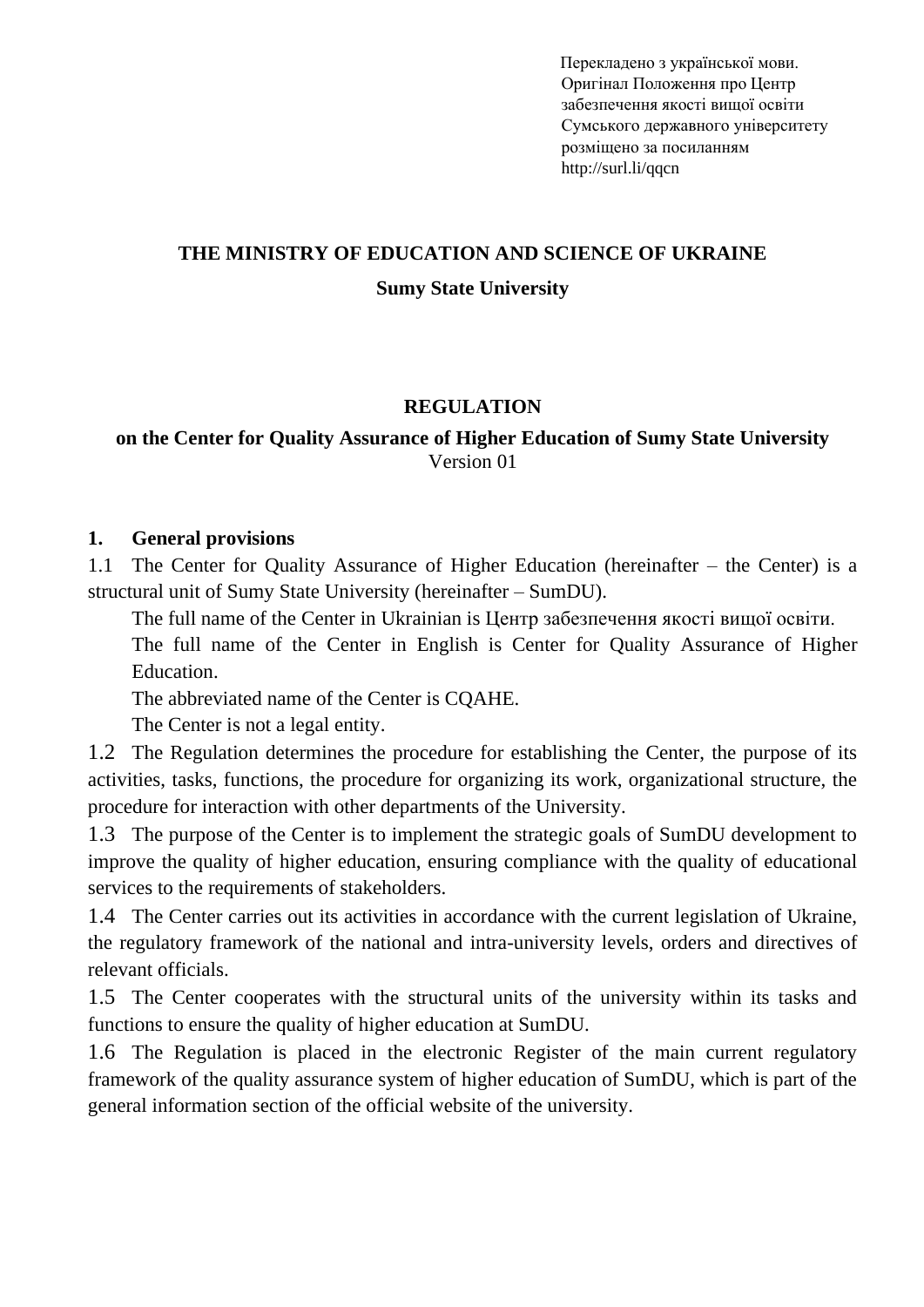Перекладено з української мови.
Оригінал Положення про Центр забезпечення якості вищої освіти Сумського державного університету розміщено за посиланням http://surl.li/qqcn

**THE MINISTRY OF EDUCATION AND SCIENCE OF UKRAINE**

**Sumy State University**

# REGULATION

**on the Center for Quality Assurance of Higher Education of Sumy State University**
Version 01

## 1. General provisions

1.1 The Center for Quality Assurance of Higher Education (hereinafter – the Center) is a structural unit of Sumy State University (hereinafter – SumDU).

The full name of the Center in Ukrainian is Центр забезпечення якості вищої освіти.

The full name of the Center in English is Center for Quality Assurance of Higher Education.

The abbreviated name of the Center is CQAHE.

The Center is not a legal entity.

1.2 The Regulation determines the procedure for establishing the Center, the purpose of its activities, tasks, functions, the procedure for organizing its work, organizational structure, the procedure for interaction with other departments of the University.

1.3 The purpose of the Center is to implement the strategic goals of SumDU development to improve the quality of higher education, ensuring compliance with the quality of educational services to the requirements of stakeholders.

1.4 The Center carries out its activities in accordance with the current legislation of Ukraine, the regulatory framework of the national and intra-university levels, orders and directives of relevant officials.

1.5 The Center cooperates with the structural units of the university within its tasks and functions to ensure the quality of higher education at SumDU.

1.6 The Regulation is placed in the electronic Register of the main current regulatory framework of the quality assurance system of higher education of SumDU, which is part of the general information section of the official website of the university.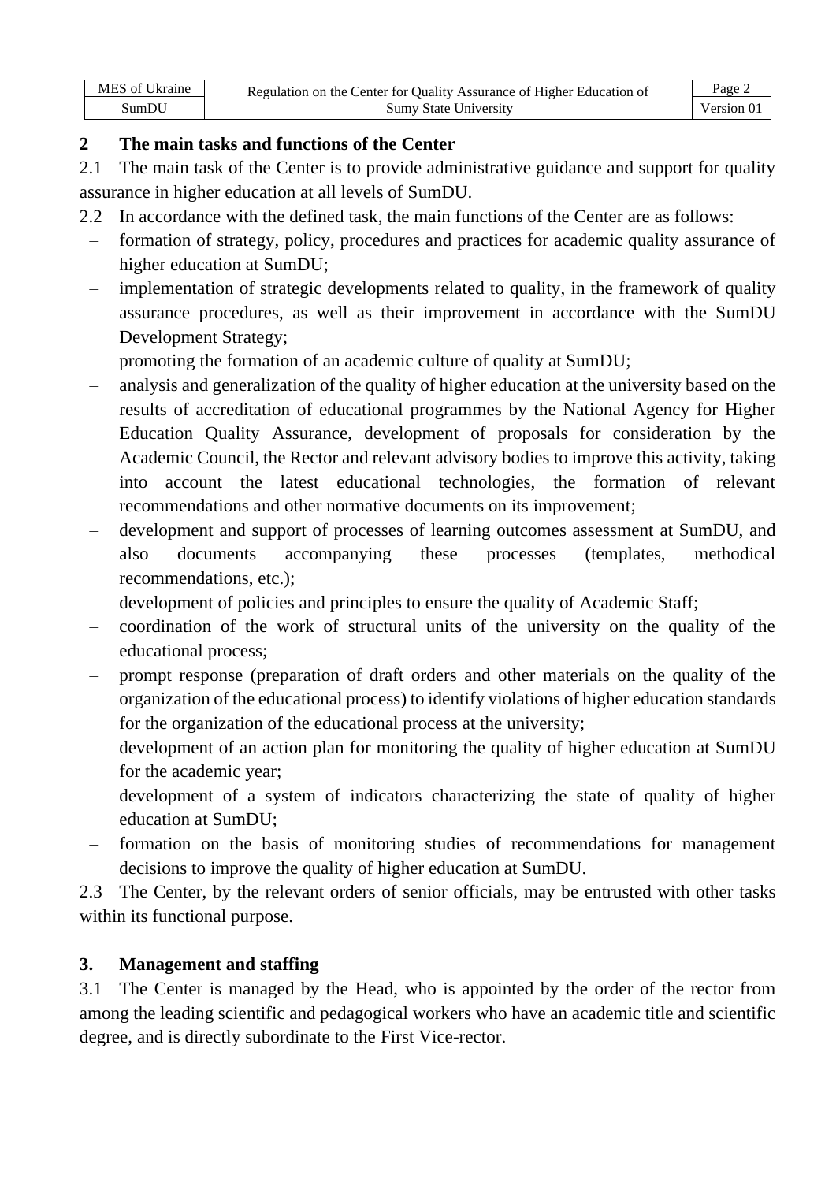## 2 The main tasks and functions of the Center

2.1 The main task of the Center is to provide administrative guidance and support for quality assurance in higher education at all levels of SumDU.

2.2 In accordance with the defined task, the main functions of the Center are as follows:

- formation of strategy, policy, procedures and practices for academic quality assurance of higher education at SumDU;
- implementation of strategic developments related to quality, in the framework of quality assurance procedures, as well as their improvement in accordance with the SumDU Development Strategy;
- promoting the formation of an academic culture of quality at SumDU;
- analysis and generalization of the quality of higher education at the university based on the results of accreditation of educational programmes by the National Agency for Higher Education Quality Assurance, development of proposals for consideration by the Academic Council, the Rector and relevant advisory bodies to improve this activity, taking into account the latest educational technologies, the formation of relevant recommendations and other normative documents on its improvement;
- development and support of processes of learning outcomes assessment at SumDU, and also documents accompanying these processes (templates, methodical recommendations, etc.);
- development of policies and principles to ensure the quality of Academic Staff;
- coordination of the work of structural units of the university on the quality of the educational process;
- prompt response (preparation of draft orders and other materials on the quality of the organization of the educational process) to identify violations of higher education standards for the organization of the educational process at the university;
- development of an action plan for monitoring the quality of higher education at SumDU for the academic year;
- development of a system of indicators characterizing the state of quality of higher education at SumDU;
- formation on the basis of monitoring studies of recommendations for management decisions to improve the quality of higher education at SumDU.

2.3 The Center, by the relevant orders of senior officials, may be entrusted with other tasks within its functional purpose.

## 3. Management and staffing

3.1 The Center is managed by the Head, who is appointed by the order of the rector from among the leading scientific and pedagogical workers who have an academic title and scientific degree, and is directly subordinate to the First Vice-rector.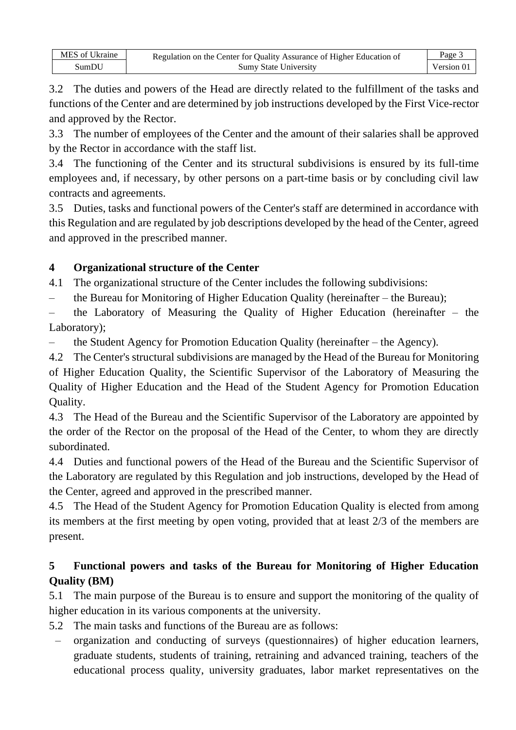3.2 The duties and powers of the Head are directly related to the fulfillment of the tasks and functions of the Center and are determined by job instructions developed by the First Vice-rector and approved by the Rector.

3.3 The number of employees of the Center and the amount of their salaries shall be approved by the Rector in accordance with the staff list.

3.4 The functioning of the Center and its structural subdivisions is ensured by its full-time employees and, if necessary, by other persons on a part-time basis or by concluding civil law contracts and agreements.

3.5 Duties, tasks and functional powers of the Center's staff are determined in accordance with this Regulation and are regulated by job descriptions developed by the head of the Center, agreed and approved in the prescribed manner.

## 4 Organizational structure of the Center

4.1 The organizational structure of the Center includes the following subdivisions:

– the Bureau for Monitoring of Higher Education Quality (hereinafter – the Bureau);

– the Laboratory of Measuring the Quality of Higher Education (hereinafter – the Laboratory);

– the Student Agency for Promotion Education Quality (hereinafter – the Agency).

4.2 The Center's structural subdivisions are managed by the Head of the Bureau for Monitoring of Higher Education Quality, the Scientific Supervisor of the Laboratory of Measuring the Quality of Higher Education and the Head of the Student Agency for Promotion Education Quality.

4.3 The Head of the Bureau and the Scientific Supervisor of the Laboratory are appointed by the order of the Rector on the proposal of the Head of the Center, to whom they are directly subordinated.

4.4 Duties and functional powers of the Head of the Bureau and the Scientific Supervisor of the Laboratory are regulated by this Regulation and job instructions, developed by the Head of the Center, agreed and approved in the prescribed manner.

4.5 The Head of the Student Agency for Promotion Education Quality is elected from among its members at the first meeting by open voting, provided that at least 2/3 of the members are present.

## 5 Functional powers and tasks of the Bureau for Monitoring of Higher Education Quality (BM)

5.1 The main purpose of the Bureau is to ensure and support the monitoring of the quality of higher education in its various components at the university.

5.2 The main tasks and functions of the Bureau are as follows:

- organization and conducting of surveys (questionnaires) of higher education learners, graduate students, students of training, retraining and advanced training, teachers of the educational process quality, university graduates, labor market representatives on the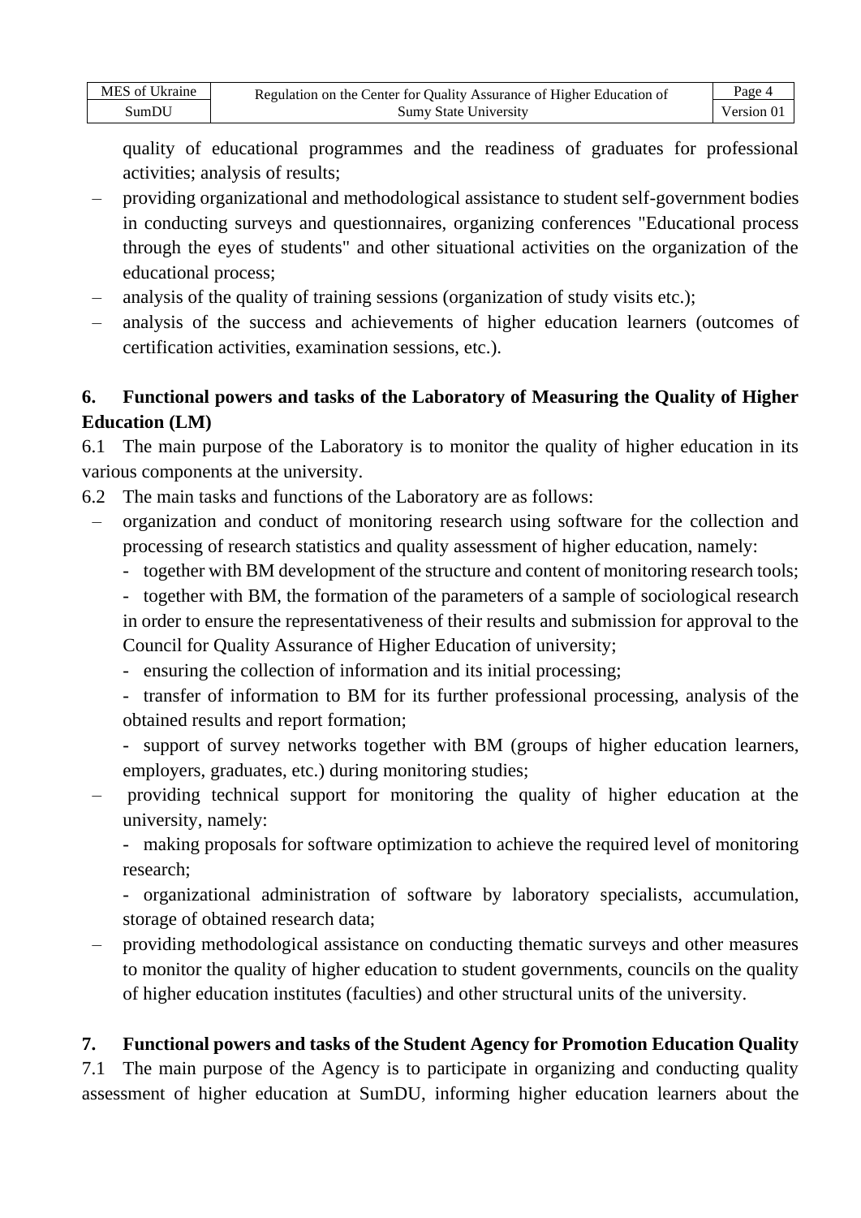quality of educational programmes and the readiness of graduates for professional activities; analysis of results;

- providing organizational and methodological assistance to student self-government bodies in conducting surveys and questionnaires, organizing conferences "Educational process through the eyes of students" and other situational activities on the organization of the educational process;
- analysis of the quality of training sessions (organization of study visits etc.);
- analysis of the success and achievements of higher education learners (outcomes of certification activities, examination sessions, etc.).

## 6. Functional powers and tasks of the Laboratory of Measuring the Quality of Higher Education (LM)

6.1 The main purpose of the Laboratory is to monitor the quality of higher education in its various components at the university.

6.2 The main tasks and functions of the Laboratory are as follows:

- organization and conduct of monitoring research using software for the collection and processing of research statistics and quality assessment of higher education, namely:
  - together with BM development of the structure and content of monitoring research tools;
  - together with BM, the formation of the parameters of a sample of sociological research in order to ensure the representativeness of their results and submission for approval to the Council for Quality Assurance of Higher Education of university;
  - ensuring the collection of information and its initial processing;
  - transfer of information to BM for its further professional processing, analysis of the obtained results and report formation;
  - support of survey networks together with BM (groups of higher education learners, employers, graduates, etc.) during monitoring studies;
- providing technical support for monitoring the quality of higher education at the university, namely:
  - making proposals for software optimization to achieve the required level of monitoring research;
  - organizational administration of software by laboratory specialists, accumulation, storage of obtained research data;
- providing methodological assistance on conducting thematic surveys and other measures to monitor the quality of higher education to student governments, councils on the quality of higher education institutes (faculties) and other structural units of the university.

## 7. Functional powers and tasks of the Student Agency for Promotion Education Quality

7.1 The main purpose of the Agency is to participate in organizing and conducting quality assessment of higher education at SumDU, informing higher education learners about the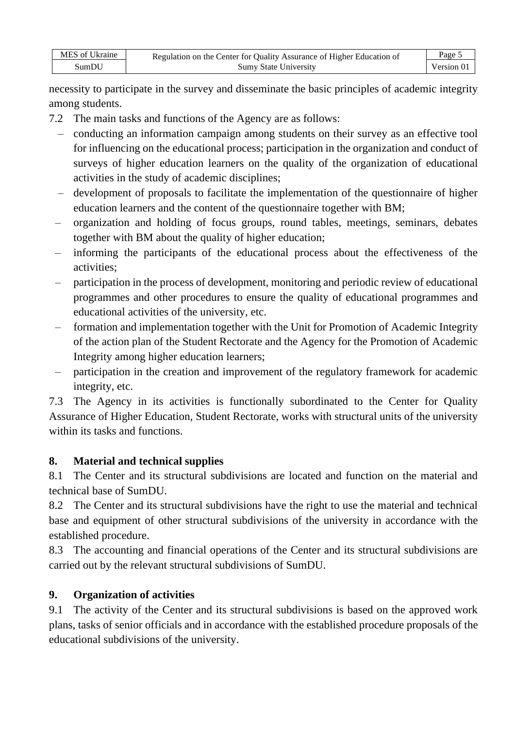necessity to participate in the survey and disseminate the basic principles of academic integrity among students.

7.2 The main tasks and functions of the Agency are as follows:

- conducting an information campaign among students on their survey as an effective tool for influencing on the educational process; participation in the organization and conduct of surveys of higher education learners on the quality of the organization of educational activities in the study of academic disciplines;
- development of proposals to facilitate the implementation of the questionnaire of higher education learners and the content of the questionnaire together with BM;
- organization and holding of focus groups, round tables, meetings, seminars, debates together with BM about the quality of higher education;
- informing the participants of the educational process about the effectiveness of the activities;
- participation in the process of development, monitoring and periodic review of educational programmes and other procedures to ensure the quality of educational programmes and educational activities of the university, etc.
- formation and implementation together with the Unit for Promotion of Academic Integrity of the action plan of the Student Rectorate and the Agency for the Promotion of Academic Integrity among higher education learners;
- participation in the creation and improvement of the regulatory framework for academic integrity, etc.

7.3 The Agency in its activities is functionally subordinated to the Center for Quality Assurance of Higher Education, Student Rectorate, works with structural units of the university within its tasks and functions.

## 8. Material and technical supplies

8.1 The Center and its structural subdivisions are located and function on the material and technical base of SumDU.

8.2 The Center and its structural subdivisions have the right to use the material and technical base and equipment of other structural subdivisions of the university in accordance with the established procedure.

8.3 The accounting and financial operations of the Center and its structural subdivisions are carried out by the relevant structural subdivisions of SumDU.

## 9. Organization of activities

9.1 The activity of the Center and its structural subdivisions is based on the approved work plans, tasks of senior officials and in accordance with the established procedure proposals of the educational subdivisions of the university.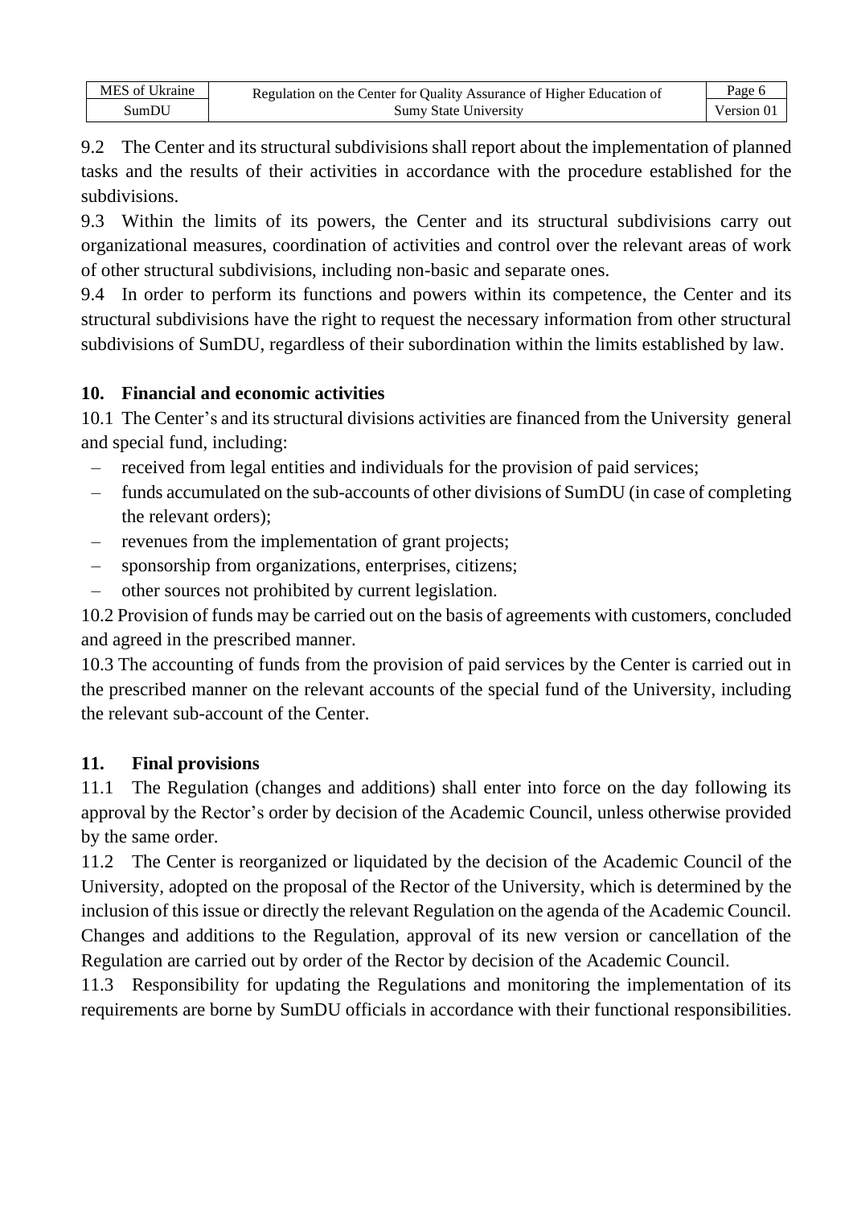9.2 The Center and its structural subdivisions shall report about the implementation of planned tasks and the results of their activities in accordance with the procedure established for the subdivisions.

9.3 Within the limits of its powers, the Center and its structural subdivisions carry out organizational measures, coordination of activities and control over the relevant areas of work of other structural subdivisions, including non-basic and separate ones.

9.4 In order to perform its functions and powers within its competence, the Center and its structural subdivisions have the right to request the necessary information from other structural subdivisions of SumDU, regardless of their subordination within the limits established by law.

## 10. Financial and economic activities

10.1 The Center's and its structural divisions activities are financed from the University general and special fund, including:

- received from legal entities and individuals for the provision of paid services;
- funds accumulated on the sub-accounts of other divisions of SumDU (in case of completing the relevant orders);
- revenues from the implementation of grant projects;
- sponsorship from organizations, enterprises, citizens;
- other sources not prohibited by current legislation.

10.2 Provision of funds may be carried out on the basis of agreements with customers, concluded and agreed in the prescribed manner.

10.3 The accounting of funds from the provision of paid services by the Center is carried out in the prescribed manner on the relevant accounts of the special fund of the University, including the relevant sub-account of the Center.

## 11. Final provisions

11.1 The Regulation (changes and additions) shall enter into force on the day following its approval by the Rector's order by decision of the Academic Council, unless otherwise provided by the same order.

11.2 The Center is reorganized or liquidated by the decision of the Academic Council of the University, adopted on the proposal of the Rector of the University, which is determined by the inclusion of this issue or directly the relevant Regulation on the agenda of the Academic Council. Changes and additions to the Regulation, approval of its new version or cancellation of the Regulation are carried out by order of the Rector by decision of the Academic Council.

11.3 Responsibility for updating the Regulations and monitoring the implementation of its requirements are borne by SumDU officials in accordance with their functional responsibilities.